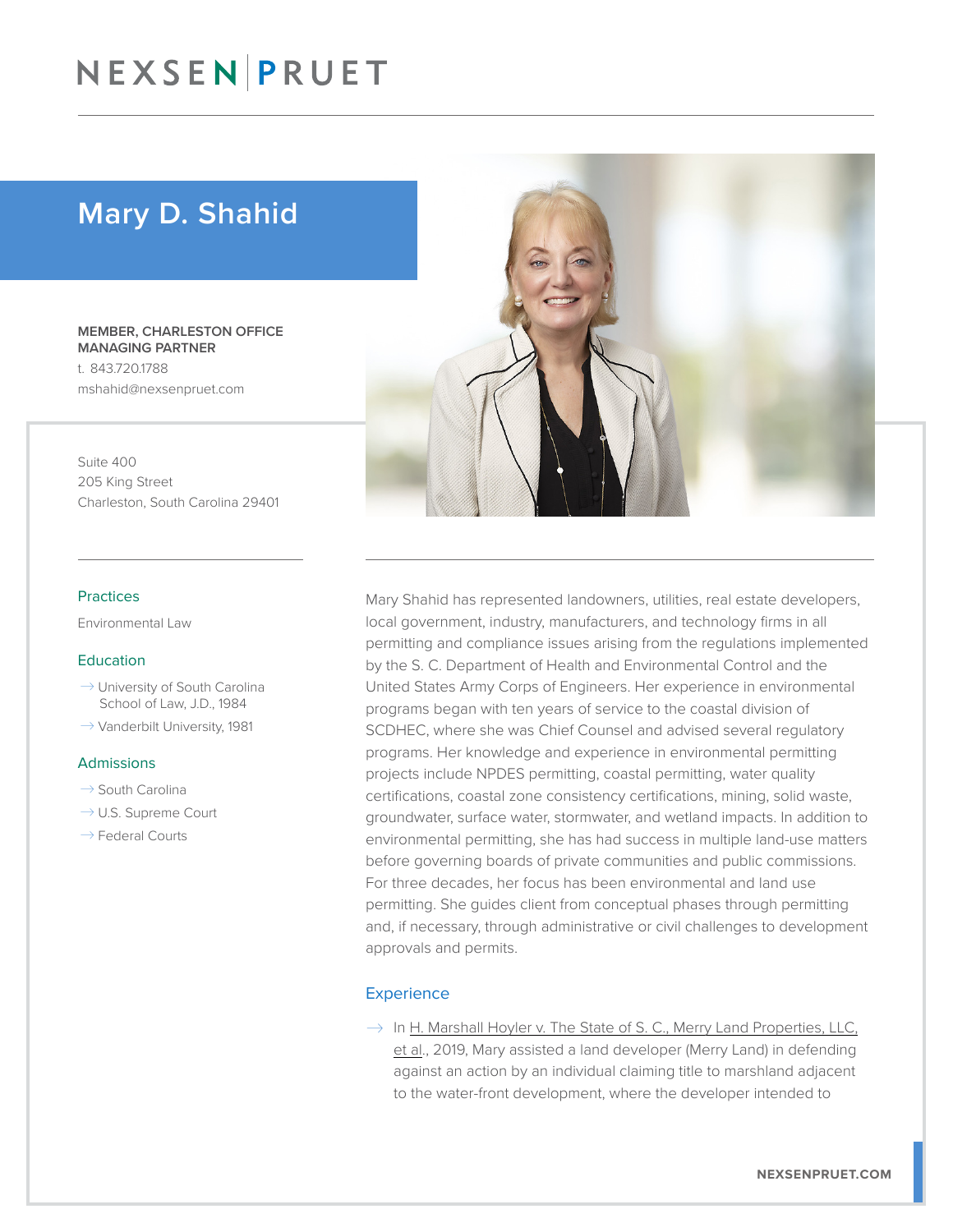# NEXSEN | PRUET

## Mary D. Shahid

**MEMBER, CHARLESTON OFFICE MANAGING PARTNER**

t. 843.720.1788

mshahid@nexsenpruet.com

Suite 400
205 King Street
Charleston, South Carolina 29401

### Practices

Environmental Law

### Education

- University of South Carolina School of Law, J.D., 1984
- Vanderbilt University, 1981

### Admissions

- South Carolina
- U.S. Supreme Court
- Federal Courts

Mary Shahid has represented landowners, utilities, real estate developers, local government, industry, manufacturers, and technology firms in all permitting and compliance issues arising from the regulations implemented by the S. C. Department of Health and Environmental Control and the United States Army Corps of Engineers. Her experience in environmental programs began with ten years of service to the coastal division of SCDHEC, where she was Chief Counsel and advised several regulatory programs. Her knowledge and experience in environmental permitting projects include NPDES permitting, coastal permitting, water quality certifications, coastal zone consistency certifications, mining, solid waste, groundwater, surface water, stormwater, and wetland impacts. In addition to environmental permitting, she has had success in multiple land-use matters before governing boards of private communities and public commissions. For three decades, her focus has been environmental and land use permitting. She guides client from conceptual phases through permitting and, if necessary, through administrative or civil challenges to development approvals and permits.

### Experience

- In H. Marshall Hoyler v. The State of S. C., Merry Land Properties, LLC, et al., 2019, Mary assisted a land developer (Merry Land) in defending against an action by an individual claiming title to marshland adjacent to the water-front development, where the developer intended to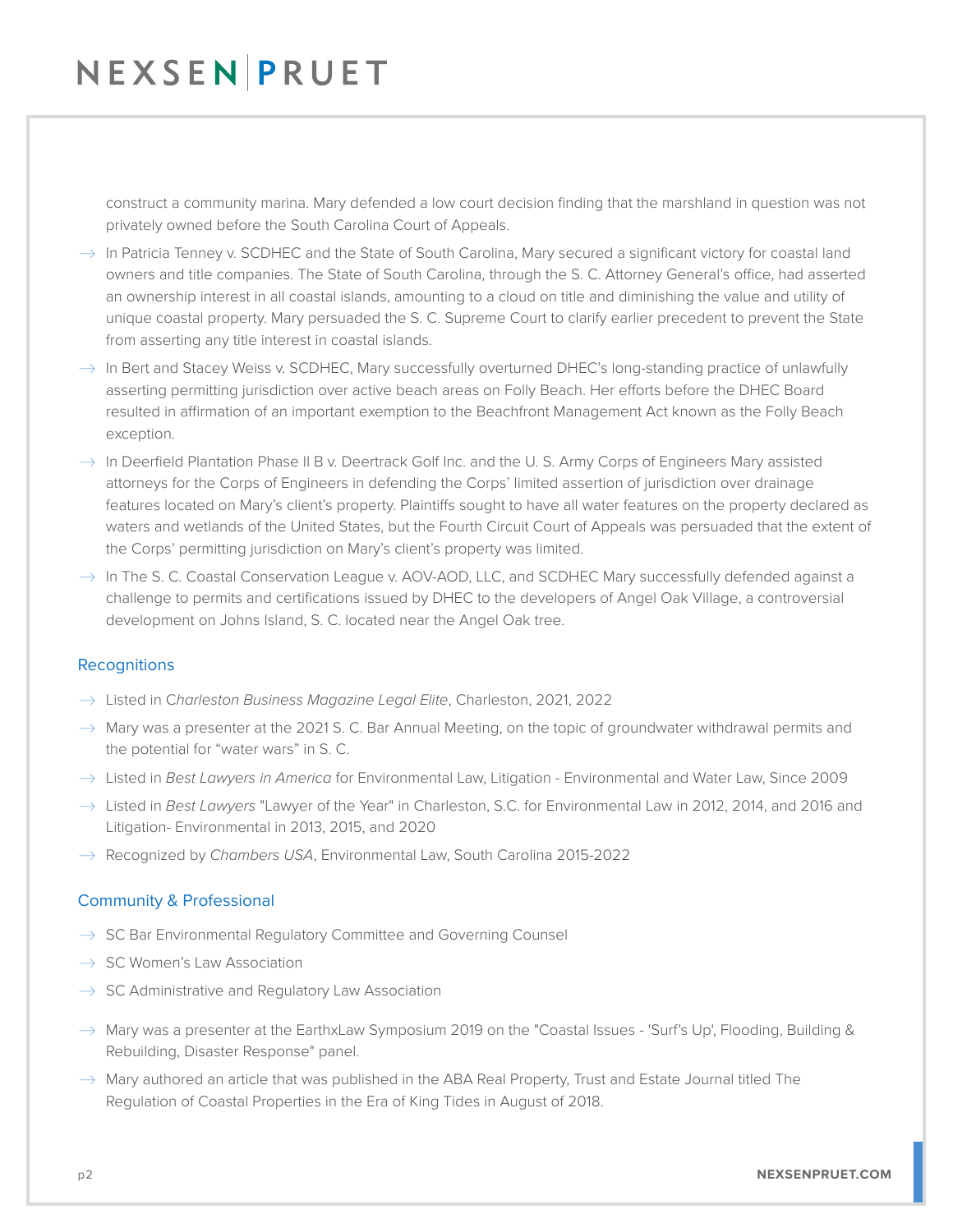construct a community marina. Mary defended a low court decision finding that the marshland in question was not privately owned before the South Carolina Court of Appeals.

- In Patricia Tenney v. SCDHEC and the State of South Carolina, Mary secured a significant victory for coastal land owners and title companies. The State of South Carolina, through the S. C. Attorney General's office, had asserted an ownership interest in all coastal islands, amounting to a cloud on title and diminishing the value and utility of unique coastal property. Mary persuaded the S. C. Supreme Court to clarify earlier precedent to prevent the State from asserting any title interest in coastal islands.
- In Bert and Stacey Weiss v. SCDHEC, Mary successfully overturned DHEC's long-standing practice of unlawfully asserting permitting jurisdiction over active beach areas on Folly Beach. Her efforts before the DHEC Board resulted in affirmation of an important exemption to the Beachfront Management Act known as the Folly Beach exception.
- In Deerfield Plantation Phase II B v. Deertrack Golf Inc. and the U. S. Army Corps of Engineers Mary assisted attorneys for the Corps of Engineers in defending the Corps' limited assertion of jurisdiction over drainage features located on Mary's client's property. Plaintiffs sought to have all water features on the property declared as waters and wetlands of the United States, but the Fourth Circuit Court of Appeals was persuaded that the extent of the Corps' permitting jurisdiction on Mary's client's property was limited.
- In The S. C. Coastal Conservation League v. AOV-AOD, LLC, and SCDHEC Mary successfully defended against a challenge to permits and certifications issued by DHEC to the developers of Angel Oak Village, a controversial development on Johns Island, S. C. located near the Angel Oak tree.

## Recognitions

- Listed in *Charleston Business Magazine Legal Elite*, Charleston, 2021, 2022
- Mary was a presenter at the 2021 S. C. Bar Annual Meeting, on the topic of groundwater withdrawal permits and the potential for "water wars" in S. C.
- Listed in *Best Lawyers in America* for Environmental Law, Litigation - Environmental and Water Law, Since 2009
- Listed in *Best Lawyers* "Lawyer of the Year" in Charleston, S.C. for Environmental Law in 2012, 2014, and 2016 and Litigation- Environmental in 2013, 2015, and 2020
- Recognized by *Chambers USA*, Environmental Law, South Carolina 2015-2022

## Community & Professional

- SC Bar Environmental Regulatory Committee and Governing Counsel
- SC Women's Law Association
- SC Administrative and Regulatory Law Association
- Mary was a presenter at the EarthxLaw Symposium 2019 on the "Coastal Issues - 'Surf's Up', Flooding, Building & Rebuilding, Disaster Response" panel.
- Mary authored an article that was published in the ABA Real Property, Trust and Estate Journal titled The Regulation of Coastal Properties in the Era of King Tides in August of 2018.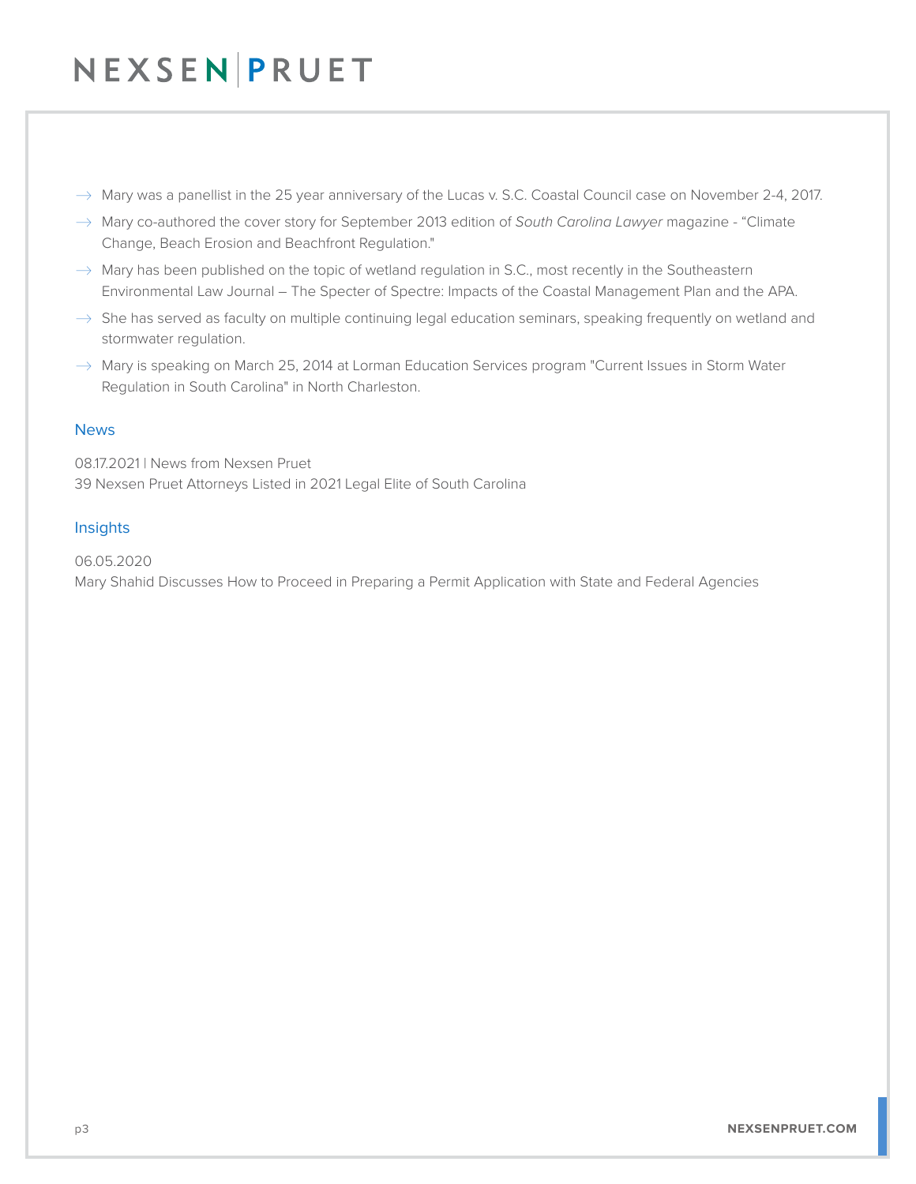- Mary was a panellist in the 25 year anniversary of the Lucas v. S.C. Coastal Council case on November 2-4, 2017.
- Mary co-authored the cover story for September 2013 edition of *South Carolina Lawyer* magazine - "Climate Change, Beach Erosion and Beachfront Regulation."
- Mary has been published on the topic of wetland regulation in S.C., most recently in the Southeastern Environmental Law Journal – The Specter of Spectre: Impacts of the Coastal Management Plan and the APA.
- She has served as faculty on multiple continuing legal education seminars, speaking frequently on wetland and stormwater regulation.
- Mary is speaking on March 25, 2014 at Lorman Education Services program "Current Issues in Storm Water Regulation in South Carolina" in North Charleston.

## News

08.17.2021 | News from Nexsen Pruet
39 Nexsen Pruet Attorneys Listed in 2021 Legal Elite of South Carolina

## Insights

06.05.2020
Mary Shahid Discusses How to Proceed in Preparing a Permit Application with State and Federal Agencies